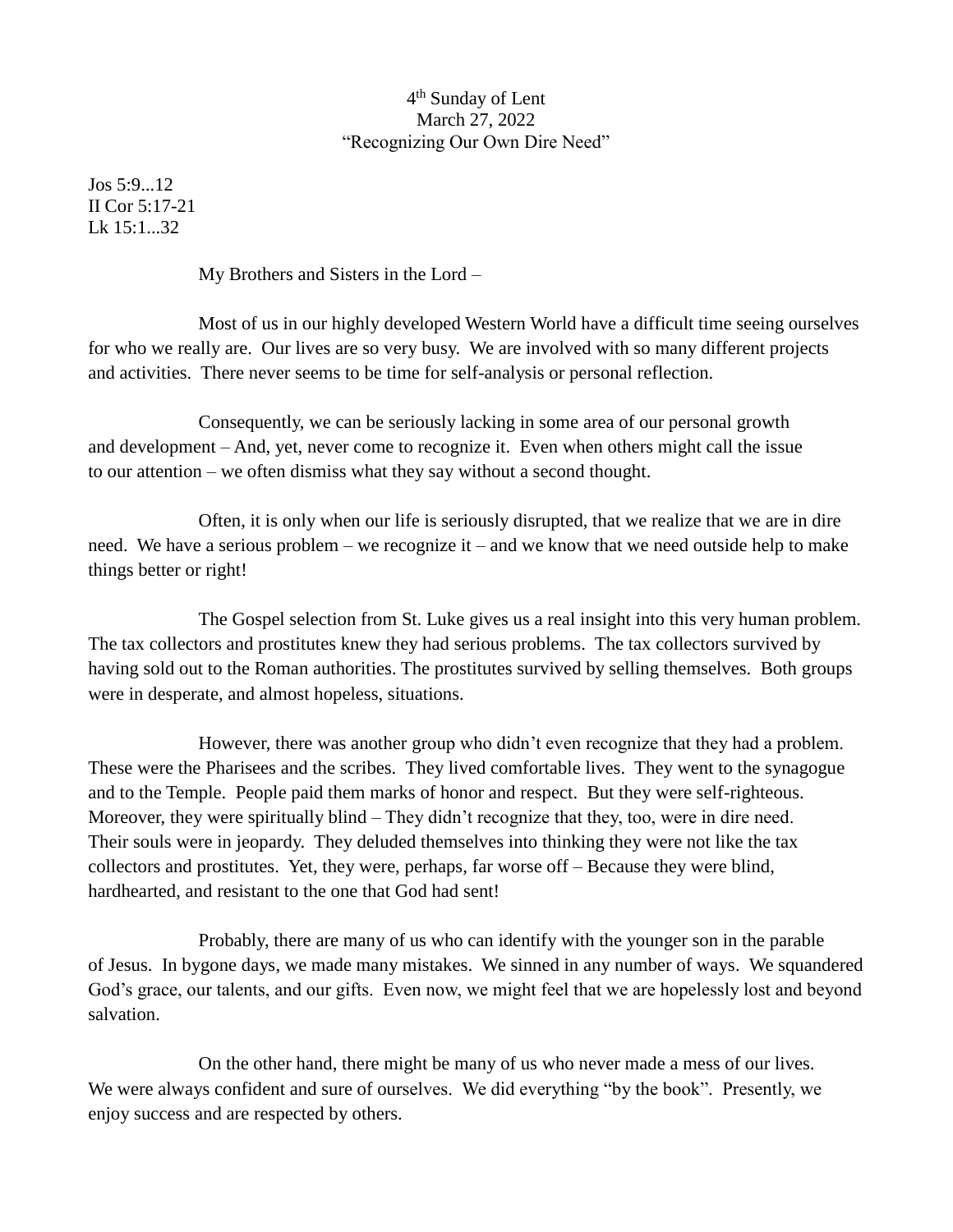4th Sunday of Lent
March 27, 2022
"Recognizing Our Own Dire Need"

Jos 5:9...12
II Cor 5:17-21
Lk 15:1...32

My Brothers and Sisters in the Lord –

Most of us in our highly developed Western World have a difficult time seeing ourselves for who we really are. Our lives are so very busy. We are involved with so many different projects and activities. There never seems to be time for self-analysis or personal reflection.

Consequently, we can be seriously lacking in some area of our personal growth and development – And, yet, never come to recognize it. Even when others might call the issue to our attention – we often dismiss what they say without a second thought.

Often, it is only when our life is seriously disrupted, that we realize that we are in dire need. We have a serious problem – we recognize it – and we know that we need outside help to make things better or right!

The Gospel selection from St. Luke gives us a real insight into this very human problem. The tax collectors and prostitutes knew they had serious problems. The tax collectors survived by having sold out to the Roman authorities. The prostitutes survived by selling themselves. Both groups were in desperate, and almost hopeless, situations.

However, there was another group who didn't even recognize that they had a problem. These were the Pharisees and the scribes. They lived comfortable lives. They went to the synagogue and to the Temple. People paid them marks of honor and respect. But they were self-righteous. Moreover, they were spiritually blind – They didn't recognize that they, too, were in dire need. Their souls were in jeopardy. They deluded themselves into thinking they were not like the tax collectors and prostitutes. Yet, they were, perhaps, far worse off – Because they were blind, hardhearted, and resistant to the one that God had sent!

Probably, there are many of us who can identify with the younger son in the parable of Jesus. In bygone days, we made many mistakes. We sinned in any number of ways. We squandered God's grace, our talents, and our gifts. Even now, we might feel that we are hopelessly lost and beyond salvation.

On the other hand, there might be many of us who never made a mess of our lives. We were always confident and sure of ourselves. We did everything "by the book". Presently, we enjoy success and are respected by others.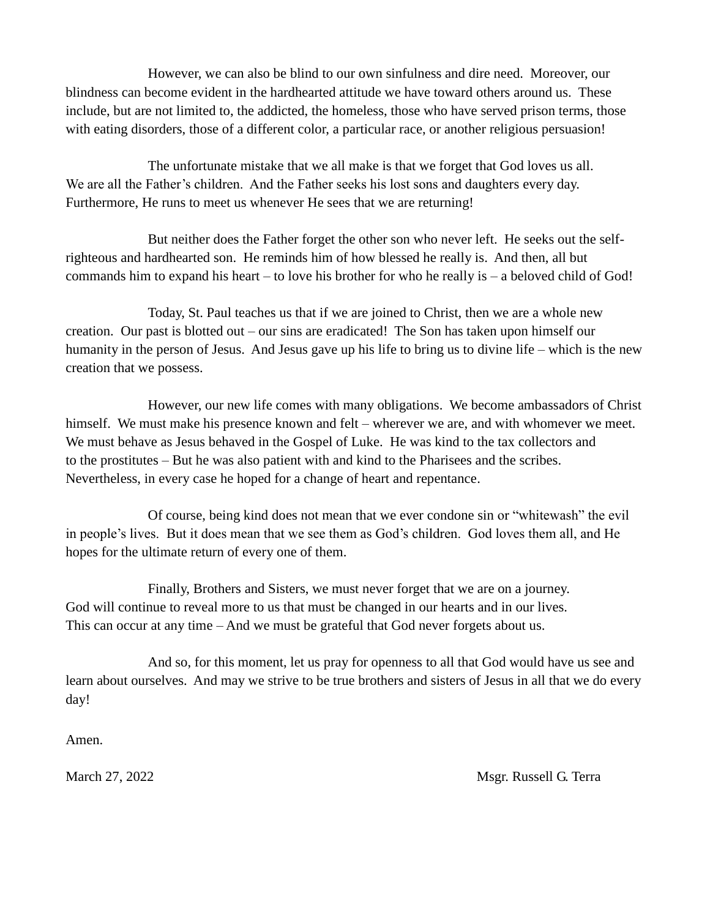However, we can also be blind to our own sinfulness and dire need. Moreover, our blindness can become evident in the hardhearted attitude we have toward others around us. These include, but are not limited to, the addicted, the homeless, those who have served prison terms, those with eating disorders, those of a different color, a particular race, or another religious persuasion!

The unfortunate mistake that we all make is that we forget that God loves us all. We are all the Father's children. And the Father seeks his lost sons and daughters every day. Furthermore, He runs to meet us whenever He sees that we are returning!

But neither does the Father forget the other son who never left. He seeks out the self-righteous and hardhearted son. He reminds him of how blessed he really is. And then, all but commands him to expand his heart – to love his brother for who he really is – a beloved child of God!

Today, St. Paul teaches us that if we are joined to Christ, then we are a whole new creation. Our past is blotted out – our sins are eradicated! The Son has taken upon himself our humanity in the person of Jesus. And Jesus gave up his life to bring us to divine life – which is the new creation that we possess.

However, our new life comes with many obligations. We become ambassadors of Christ himself. We must make his presence known and felt – wherever we are, and with whomever we meet. We must behave as Jesus behaved in the Gospel of Luke. He was kind to the tax collectors and to the prostitutes – But he was also patient with and kind to the Pharisees and the scribes. Nevertheless, in every case he hoped for a change of heart and repentance.

Of course, being kind does not mean that we ever condone sin or "whitewash" the evil in people's lives. But it does mean that we see them as God's children. God loves them all, and He hopes for the ultimate return of every one of them.

Finally, Brothers and Sisters, we must never forget that we are on a journey. God will continue to reveal more to us that must be changed in our hearts and in our lives. This can occur at any time – And we must be grateful that God never forgets about us.

And so, for this moment, let us pray for openness to all that God would have us see and learn about ourselves. And may we strive to be true brothers and sisters of Jesus in all that we do every day!

Amen.

March 27, 2022 Msgr. Russell G. Terra